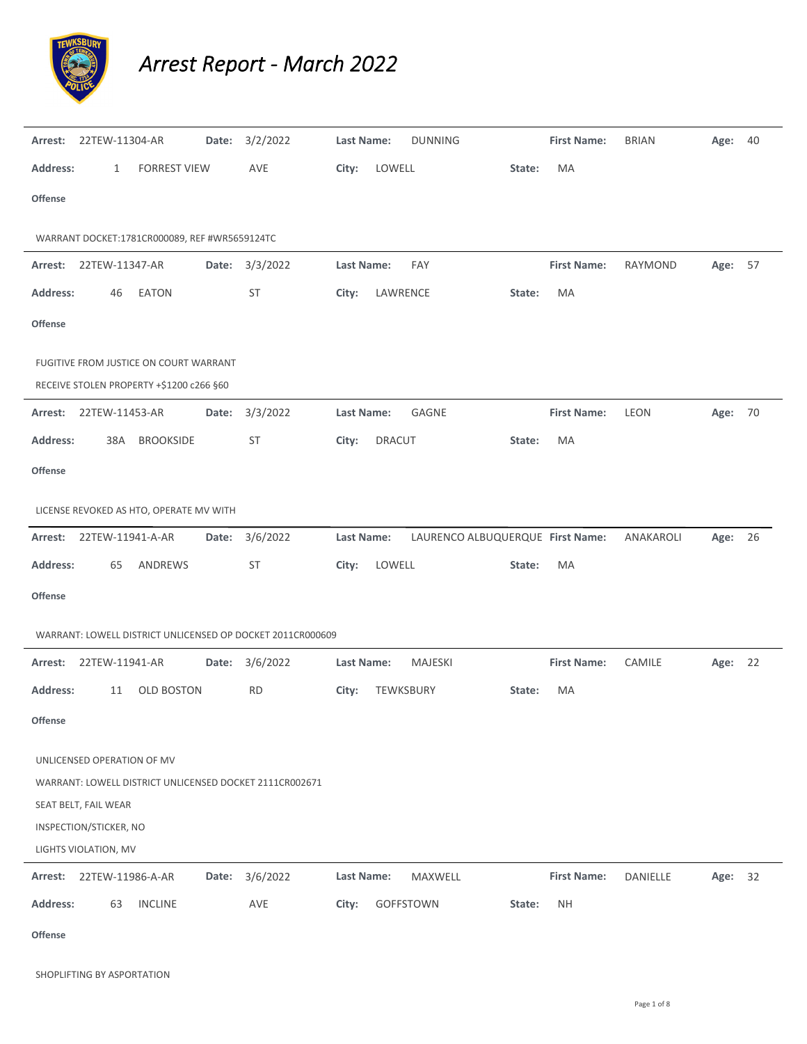# Arrest Report - March 2022

| Arrest: | 22TEW-11304-AR | Date: | 3/2/2022 | Last Name: | DUNNING | First Name: | BRIAN | Age: | 40 |
|---|---|---|---|---|---|---|---|---|---|
| Address: | 1 FORREST VIEW AVE | City: | LOWELL | State: | MA | | | | |

**Offense**

WARRANT DOCKET:1781CR000089, REF #WR5659124TC

---

| Arrest: | 22TEW-11347-AR | Date: | 3/3/2022 | Last Name: | FAY | First Name: | RAYMOND | Age: | 57 |
|---|---|---|---|---|---|---|---|---|---|
| Address: | 46 EATON ST | City: | LAWRENCE | State: | MA | | | | |

**Offense**

FUGITIVE FROM JUSTICE ON COURT WARRANT

RECEIVE STOLEN PROPERTY +$1200 c266 §60

---

| Arrest: | 22TEW-11453-AR | Date: | 3/3/2022 | Last Name: | GAGNE | First Name: | LEON | Age: | 70 |
|---|---|---|---|---|---|---|---|---|---|
| Address: | 38A BROOKSIDE ST | City: | DRACUT | State: | MA | | | | |

**Offense**

LICENSE REVOKED AS HTO, OPERATE MV WITH

---

| Arrest: | 22TEW-11941-A-AR | Date: | 3/6/2022 | Last Name: | LAURENCO ALBUQUERQUE | First Name: | ANAKAROLI | Age: | 26 |
|---|---|---|---|---|---|---|---|---|---|
| Address: | 65 ANDREWS ST | City: | LOWELL | State: | MA | | | | |

**Offense**

WARRANT: LOWELL DISTRICT UNLICENSED OP DOCKET 2011CR000609

---

| Arrest: | 22TEW-11941-AR | Date: | 3/6/2022 | Last Name: | MAJESKI | First Name: | CAMILE | Age: | 22 |
|---|---|---|---|---|---|---|---|---|---|
| Address: | 11 OLD BOSTON RD | City: | TEWKSBURY | State: | MA | | | | |

**Offense**

UNLICENSED OPERATION OF MV

WARRANT: LOWELL DISTRICT UNLICENSED DOCKET 2111CR002671

SEAT BELT, FAIL WEAR

INSPECTION/STICKER, NO

LIGHTS VIOLATION, MV

---

| Arrest: | 22TEW-11986-A-AR | Date: | 3/6/2022 | Last Name: | MAXWELL | First Name: | DANIELLE | Age: | 32 |
|---|---|---|---|---|---|---|---|---|---|
| Address: | 63 INCLINE AVE | City: | GOFFSTOWN | State: | NH | | | | |

**Offense**

SHOPLIFTING BY ASPORTATION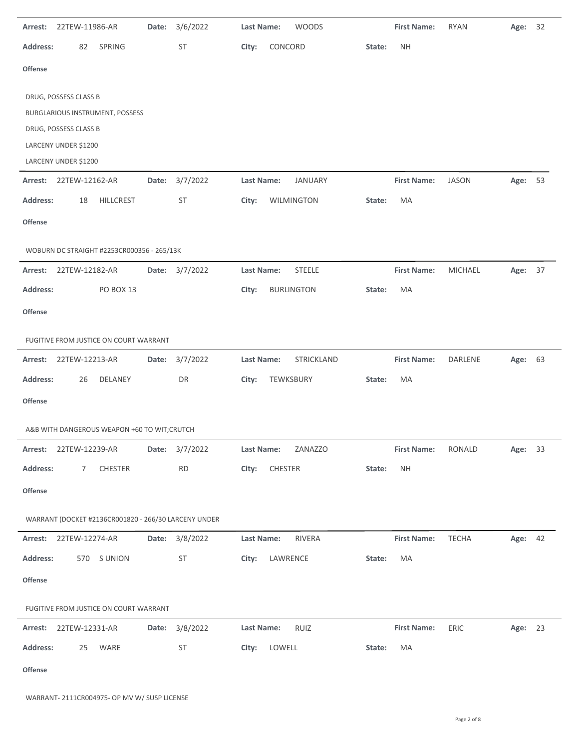**Arrest:** 22TEW-11986-AR **Date:** 3/6/2022 **Last Name:** WOODS **First Name:** RYAN **Age:** 32

**Address:** 82 SPRING ST **City:** CONCORD **State:** NH

**Offense**

DRUG, POSSESS CLASS B
BURGLARIOUS INSTRUMENT, POSSESS
DRUG, POSSESS CLASS B
LARCENY UNDER $1200
LARCENY UNDER $1200

---

**Arrest:** 22TEW-12162-AR **Date:** 3/7/2022 **Last Name:** JANUARY **First Name:** JASON **Age:** 53

**Address:** 18 HILLCREST ST **City:** WILMINGTON **State:** MA

**Offense**

WOBURN DC STRAIGHT #2253CR000356 - 265/13K

---

**Arrest:** 22TEW-12182-AR **Date:** 3/7/2022 **Last Name:** STEELE **First Name:** MICHAEL **Age:** 37

**Address:** PO BOX 13 **City:** BURLINGTON **State:** MA

**Offense**

FUGITIVE FROM JUSTICE ON COURT WARRANT

---

**Arrest:** 22TEW-12213-AR **Date:** 3/7/2022 **Last Name:** STRICKLAND **First Name:** DARLENE **Age:** 63

**Address:** 26 DELANEY DR **City:** TEWKSBURY **State:** MA

**Offense**

A&B WITH DANGEROUS WEAPON +60 TO WIT;CRUTCH

---

**Arrest:** 22TEW-12239-AR **Date:** 3/7/2022 **Last Name:** ZANAZZO **First Name:** RONALD **Age:** 33

**Address:** 7 CHESTER RD **City:** CHESTER **State:** NH

**Offense**

WARRANT (DOCKET #2136CR001820 - 266/30 LARCENY UNDER

---

**Arrest:** 22TEW-12274-AR **Date:** 3/8/2022 **Last Name:** RIVERA **First Name:** TECHA **Age:** 42

**Address:** 570 S UNION ST **City:** LAWRENCE **State:** MA

**Offense**

FUGITIVE FROM JUSTICE ON COURT WARRANT

---

**Arrest:** 22TEW-12331-AR **Date:** 3/8/2022 **Last Name:** RUIZ **First Name:** ERIC **Age:** 23

**Address:** 25 WARE ST **City:** LOWELL **State:** MA

**Offense**

WARRANT- 2111CR004975- OP MV W/ SUSP LICENSE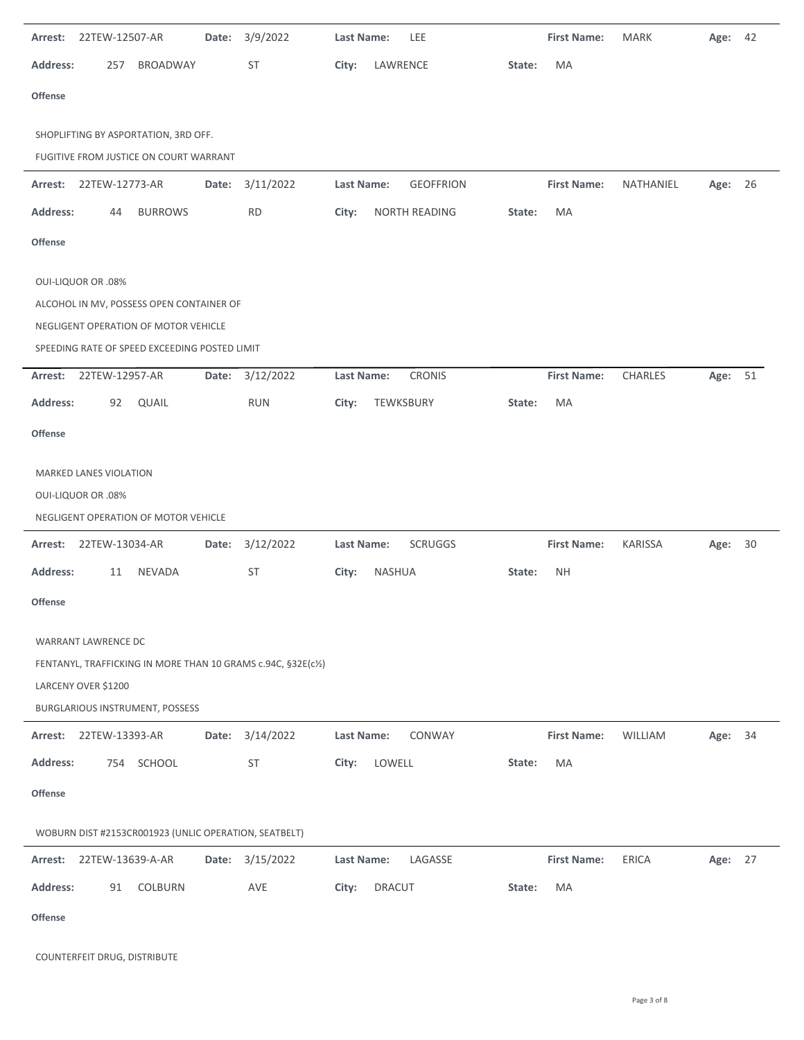**Arrest:** 22TEW-12507-AR **Date:** 3/9/2022 **Last Name:** LEE **First Name:** MARK **Age:** 42

**Address:** 257 BROADWAY ST **City:** LAWRENCE **State:** MA

**Offense**

SHOPLIFTING BY ASPORTATION, 3RD OFF.
FUGITIVE FROM JUSTICE ON COURT WARRANT

---

**Arrest:** 22TEW-12773-AR **Date:** 3/11/2022 **Last Name:** GEOFFRION **First Name:** NATHANIEL **Age:** 26

**Address:** 44 BURROWS RD **City:** NORTH READING **State:** MA

**Offense**

OUI-LIQUOR OR .08%
ALCOHOL IN MV, POSSESS OPEN CONTAINER OF
NEGLIGENT OPERATION OF MOTOR VEHICLE
SPEEDING RATE OF SPEED EXCEEDING POSTED LIMIT

---

**Arrest:** 22TEW-12957-AR **Date:** 3/12/2022 **Last Name:** CRONIS **First Name:** CHARLES **Age:** 51

**Address:** 92 QUAIL RUN **City:** TEWKSBURY **State:** MA

**Offense**

MARKED LANES VIOLATION
OUI-LIQUOR OR .08%
NEGLIGENT OPERATION OF MOTOR VEHICLE

---

**Arrest:** 22TEW-13034-AR **Date:** 3/12/2022 **Last Name:** SCRUGGS **First Name:** KARISSA **Age:** 30

**Address:** 11 NEVADA ST **City:** NASHUA **State:** NH

**Offense**

WARRANT LAWRENCE DC
FENTANYL, TRAFFICKING IN MORE THAN 10 GRAMS c.94C, §32E(c½)
LARCENY OVER $1200
BURGLARIOUS INSTRUMENT, POSSESS

---

**Arrest:** 22TEW-13393-AR **Date:** 3/14/2022 **Last Name:** CONWAY **First Name:** WILLIAM **Age:** 34

**Address:** 754 SCHOOL ST **City:** LOWELL **State:** MA

**Offense**

WOBURN DIST #2153CR001923 (UNLIC OPERATION, SEATBELT)

---

**Arrest:** 22TEW-13639-A-AR **Date:** 3/15/2022 **Last Name:** LAGASSE **First Name:** ERICA **Age:** 27

**Address:** 91 COLBURN AVE **City:** DRACUT **State:** MA

**Offense**

COUNTERFEIT DRUG, DISTRIBUTE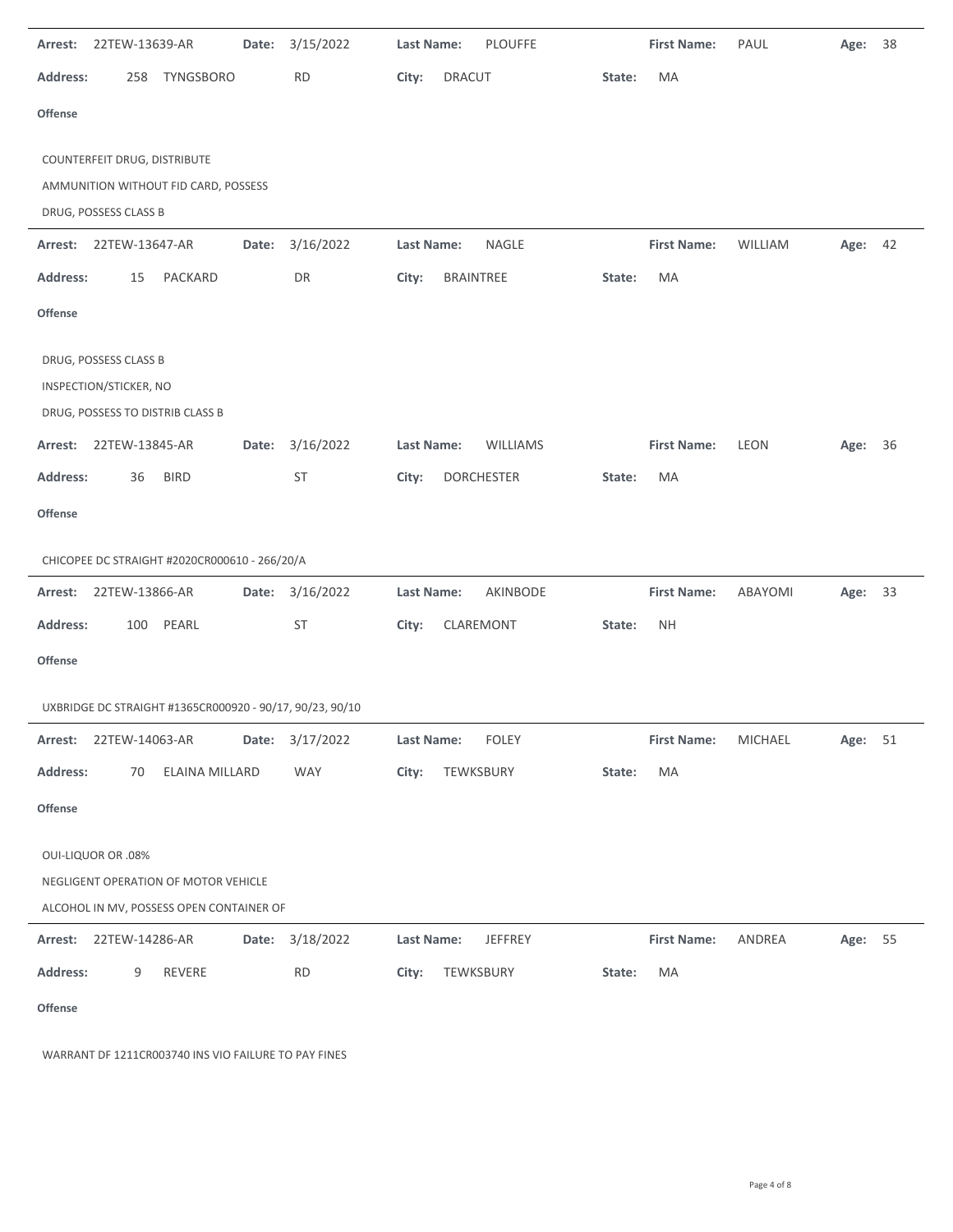| Arrest: | 22TEW-13639-AR | Date: | 3/15/2022 | Last Name: | PLOUFFE | First Name: | PAUL | Age: | 38 |
|---|---|---|---|---|---|---|---|---|---|
| Address: | 258 TYNGSBORO | | RD | City: | DRACUT | State: | MA | | |

**Offense**

COUNTERFEIT DRUG, DISTRIBUTE
AMMUNITION WITHOUT FID CARD, POSSESS
DRUG, POSSESS CLASS B

| Arrest: | 22TEW-13647-AR | Date: | 3/16/2022 | Last Name: | NAGLE | First Name: | WILLIAM | Age: | 42 |
|---|---|---|---|---|---|---|---|---|---|
| Address: | 15 PACKARD | | DR | City: | BRAINTREE | State: | MA | | |

**Offense**

DRUG, POSSESS CLASS B
INSPECTION/STICKER, NO
DRUG, POSSESS TO DISTRIB CLASS B

| Arrest: | 22TEW-13845-AR | Date: | 3/16/2022 | Last Name: | WILLIAMS | First Name: | LEON | Age: | 36 |
|---|---|---|---|---|---|---|---|---|---|
| Address: | 36 BIRD | | ST | City: | DORCHESTER | State: | MA | | |

**Offense**

CHICOPEE DC STRAIGHT #2020CR000610 - 266/20/A

| Arrest: | 22TEW-13866-AR | Date: | 3/16/2022 | Last Name: | AKINBODE | First Name: | ABAYOMI | Age: | 33 |
|---|---|---|---|---|---|---|---|---|---|
| Address: | 100 PEARL | | ST | City: | CLAREMONT | State: | NH | | |

**Offense**

UXBRIDGE DC STRAIGHT #1365CR000920 - 90/17, 90/23, 90/10

| Arrest: | 22TEW-14063-AR | Date: | 3/17/2022 | Last Name: | FOLEY | First Name: | MICHAEL | Age: | 51 |
|---|---|---|---|---|---|---|---|---|---|
| Address: | 70 ELAINA MILLARD | | WAY | City: | TEWKSBURY | State: | MA | | |

**Offense**

OUI-LIQUOR OR .08%
NEGLIGENT OPERATION OF MOTOR VEHICLE
ALCOHOL IN MV, POSSESS OPEN CONTAINER OF

| Arrest: | 22TEW-14286-AR | Date: | 3/18/2022 | Last Name: | JEFFREY | First Name: | ANDREA | Age: | 55 |
|---|---|---|---|---|---|---|---|---|---|
| Address: | 9 REVERE | | RD | City: | TEWKSBURY | State: | MA | | |

**Offense**

WARRANT DF 1211CR003740 INS VIO FAILURE TO PAY FINES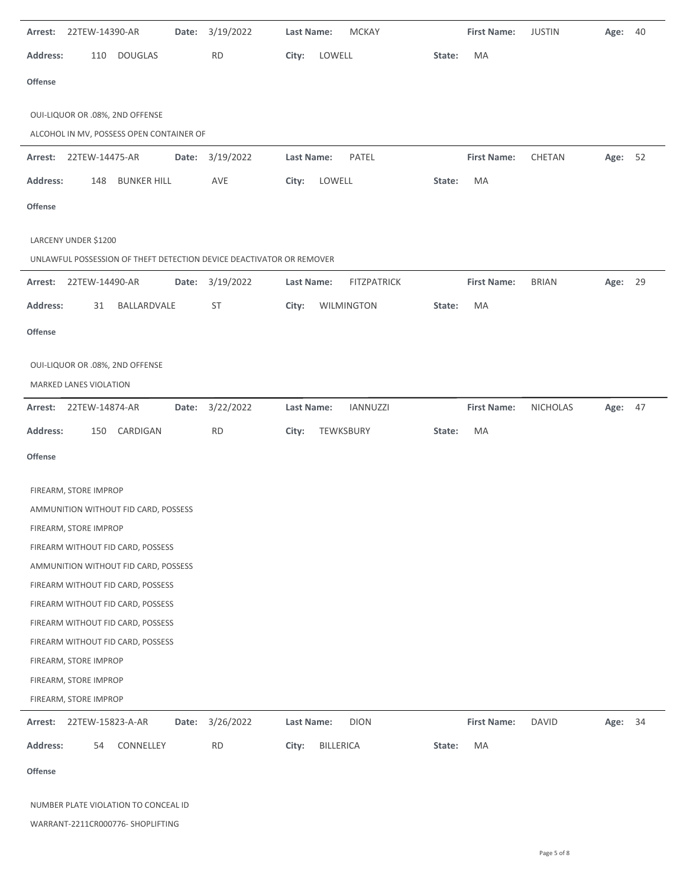**Arrest:** 22TEW-14390-AR **Date:** 3/19/2022 **Last Name:** MCKAY **First Name:** JUSTIN **Age:** 40

**Address:** 110 DOUGLAS RD **City:** LOWELL **State:** MA

**Offense**

OUI-LIQUOR OR .08%, 2ND OFFENSE

ALCOHOL IN MV, POSSESS OPEN CONTAINER OF

---

**Arrest:** 22TEW-14475-AR **Date:** 3/19/2022 **Last Name:** PATEL **First Name:** CHETAN **Age:** 52

**Address:** 148 BUNKER HILL AVE **City:** LOWELL **State:** MA

**Offense**

LARCENY UNDER $1200

UNLAWFUL POSSESSION OF THEFT DETECTION DEVICE DEACTIVATOR OR REMOVER

---

**Arrest:** 22TEW-14490-AR **Date:** 3/19/2022 **Last Name:** FITZPATRICK **First Name:** BRIAN **Age:** 29

**Address:** 31 BALLARDVALE ST **City:** WILMINGTON **State:** MA

**Offense**

OUI-LIQUOR OR .08%, 2ND OFFENSE

MARKED LANES VIOLATION

---

**Arrest:** 22TEW-14874-AR **Date:** 3/22/2022 **Last Name:** IANNUZZI **First Name:** NICHOLAS **Age:** 47

**Address:** 150 CARDIGAN RD **City:** TEWKSBURY **State:** MA

**Offense**

FIREARM, STORE IMPROP

AMMUNITION WITHOUT FID CARD, POSSESS

FIREARM, STORE IMPROP

FIREARM WITHOUT FID CARD, POSSESS

AMMUNITION WITHOUT FID CARD, POSSESS

FIREARM WITHOUT FID CARD, POSSESS

FIREARM WITHOUT FID CARD, POSSESS

FIREARM WITHOUT FID CARD, POSSESS

FIREARM WITHOUT FID CARD, POSSESS

FIREARM, STORE IMPROP

FIREARM, STORE IMPROP

FIREARM, STORE IMPROP

---

**Arrest:** 22TEW-15823-A-AR **Date:** 3/26/2022 **Last Name:** DION **First Name:** DAVID **Age:** 34

**Address:** 54 CONNELLEY RD **City:** BILLERICA **State:** MA

**Offense**

NUMBER PLATE VIOLATION TO CONCEAL ID

WARRANT-2211CR000776- SHOPLIFTING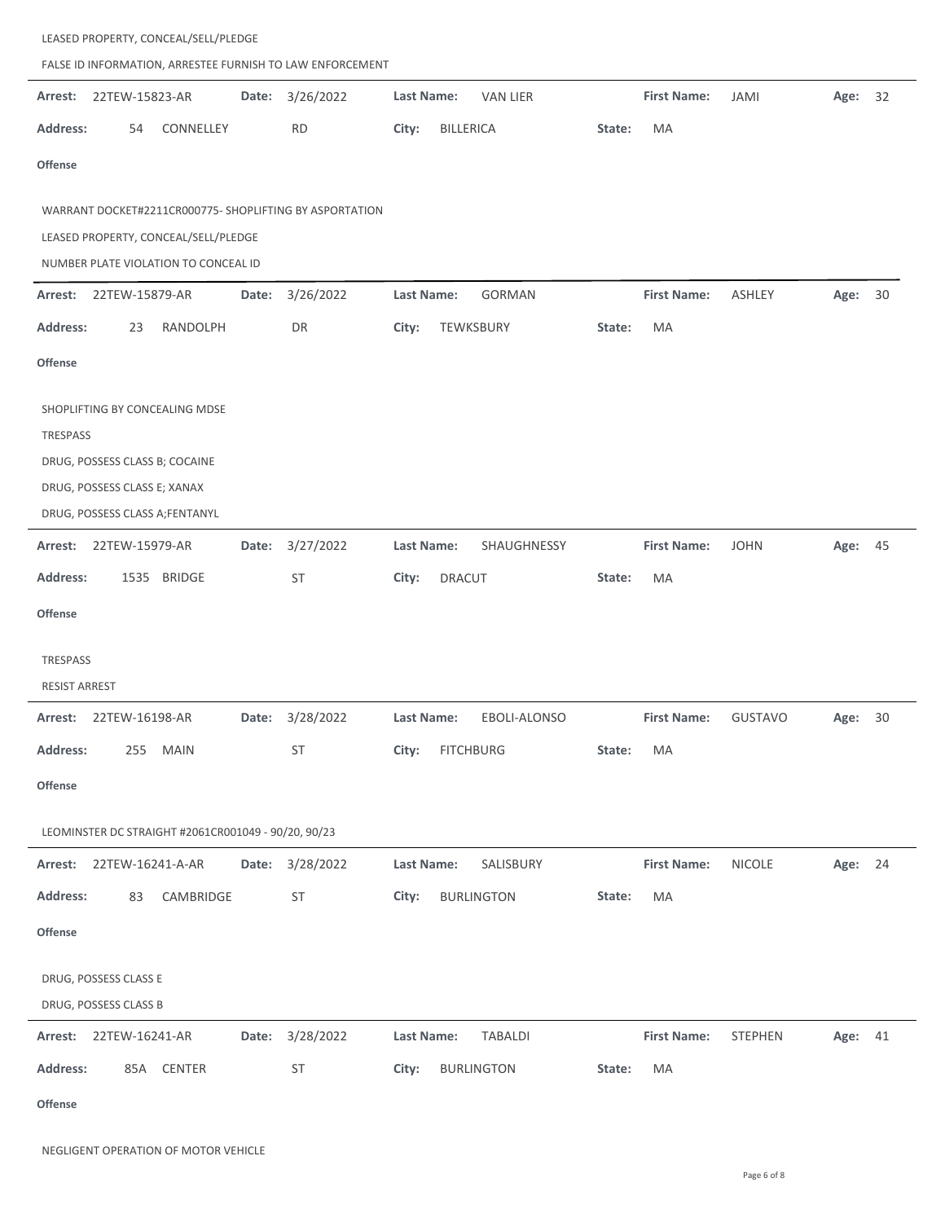LEASED PROPERTY, CONCEAL/SELL/PLEDGE

FALSE ID INFORMATION, ARRESTEE FURNISH TO LAW ENFORCEMENT

---

**Arrest:** 22TEW-15823-AR **Date:** 3/26/2022 **Last Name:** VAN LIER **First Name:** JAMI **Age:** 32

**Address:** 54 CONNELLEY RD **City:** BILLERICA **State:** MA

**Offense**

WARRANT DOCKET#2211CR000775- SHOPLIFTING BY ASPORTATION

LEASED PROPERTY, CONCEAL/SELL/PLEDGE

NUMBER PLATE VIOLATION TO CONCEAL ID

---

**Arrest:** 22TEW-15879-AR **Date:** 3/26/2022 **Last Name:** GORMAN **First Name:** ASHLEY **Age:** 30

**Address:** 23 RANDOLPH DR **City:** TEWKSBURY **State:** MA

**Offense**

SHOPLIFTING BY CONCEALING MDSE

TRESPASS

DRUG, POSSESS CLASS B; COCAINE

DRUG, POSSESS CLASS E; XANAX

DRUG, POSSESS CLASS A;FENTANYL

---

**Arrest:** 22TEW-15979-AR **Date:** 3/27/2022 **Last Name:** SHAUGHNESSY **First Name:** JOHN **Age:** 45

**Address:** 1535 BRIDGE ST **City:** DRACUT **State:** MA

**Offense**

TRESPASS

RESIST ARREST

---

**Arrest:** 22TEW-16198-AR **Date:** 3/28/2022 **Last Name:** EBOLI-ALONSO **First Name:** GUSTAVO **Age:** 30

**Address:** 255 MAIN ST **City:** FITCHBURG **State:** MA

**Offense**

LEOMINSTER DC STRAIGHT #2061CR001049 - 90/20, 90/23

---

**Arrest:** 22TEW-16241-A-AR **Date:** 3/28/2022 **Last Name:** SALISBURY **First Name:** NICOLE **Age:** 24

**Address:** 83 CAMBRIDGE ST **City:** BURLINGTON **State:** MA

**Offense**

DRUG, POSSESS CLASS E

DRUG, POSSESS CLASS B

---

**Arrest:** 22TEW-16241-AR **Date:** 3/28/2022 **Last Name:** TABALDI **First Name:** STEPHEN **Age:** 41

**Address:** 85A CENTER ST **City:** BURLINGTON **State:** MA

**Offense**

NEGLIGENT OPERATION OF MOTOR VEHICLE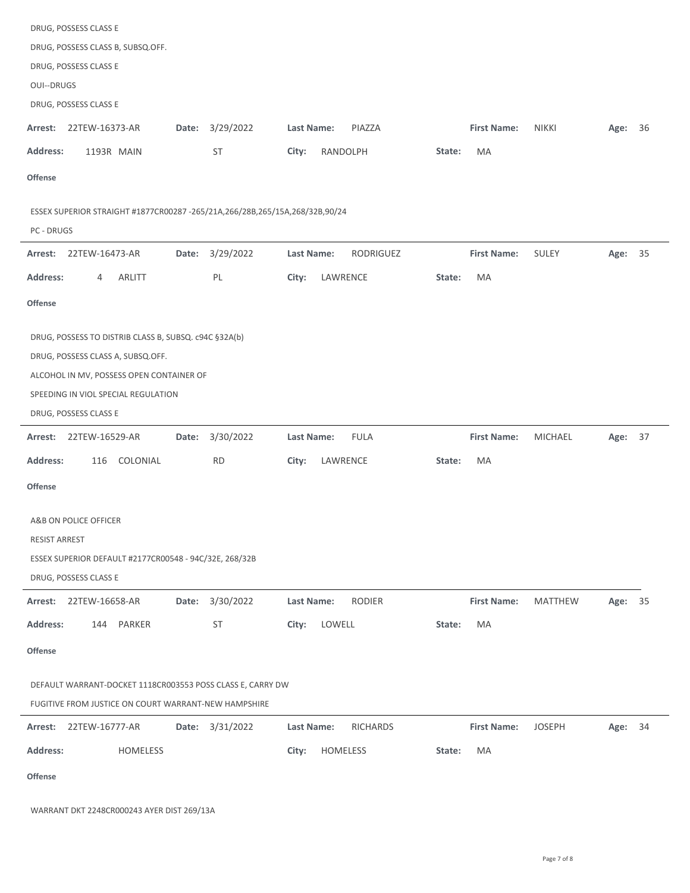DRUG, POSSESS CLASS E

DRUG, POSSESS CLASS B, SUBSQ.OFF.

DRUG, POSSESS CLASS E

OUI--DRUGS

DRUG, POSSESS CLASS E

---

**Arrest:** 22TEW-16373-AR **Date:** 3/29/2022 **Last Name:** PIAZZA **First Name:** NIKKI **Age:** 36

**Address:** 1193R MAIN ST **City:** RANDOLPH **State:** MA

**Offense**

ESSEX SUPERIOR STRAIGHT #1877CR00287 -265/21A,266/28B,265/15A,268/32B,90/24

PC - DRUGS

---

**Arrest:** 22TEW-16473-AR **Date:** 3/29/2022 **Last Name:** RODRIGUEZ **First Name:** SULEY **Age:** 35

**Address:** 4 ARLITT PL **City:** LAWRENCE **State:** MA

**Offense**

DRUG, POSSESS TO DISTRIB CLASS B, SUBSQ. c94C §32A(b)

DRUG, POSSESS CLASS A, SUBSQ.OFF.

ALCOHOL IN MV, POSSESS OPEN CONTAINER OF

SPEEDING IN VIOL SPECIAL REGULATION

DRUG, POSSESS CLASS E

---

**Arrest:** 22TEW-16529-AR **Date:** 3/30/2022 **Last Name:** FULA **First Name:** MICHAEL **Age:** 37

**Address:** 116 COLONIAL RD **City:** LAWRENCE **State:** MA

**Offense**

A&B ON POLICE OFFICER

RESIST ARREST

ESSEX SUPERIOR DEFAULT #2177CR00548 - 94C/32E, 268/32B

DRUG, POSSESS CLASS E

---

**Arrest:** 22TEW-16658-AR **Date:** 3/30/2022 **Last Name:** RODIER **First Name:** MATTHEW **Age:** 35

**Address:** 144 PARKER ST **City:** LOWELL **State:** MA

**Offense**

DEFAULT WARRANT-DOCKET 1118CR003553 POSS CLASS E, CARRY DW

FUGITIVE FROM JUSTICE ON COURT WARRANT-NEW HAMPSHIRE

---

**Arrest:** 22TEW-16777-AR **Date:** 3/31/2022 **Last Name:** RICHARDS **First Name:** JOSEPH **Age:** 34

**Address:** HOMELESS **City:** HOMELESS **State:** MA

**Offense**

WARRANT DKT 2248CR000243 AYER DIST 269/13A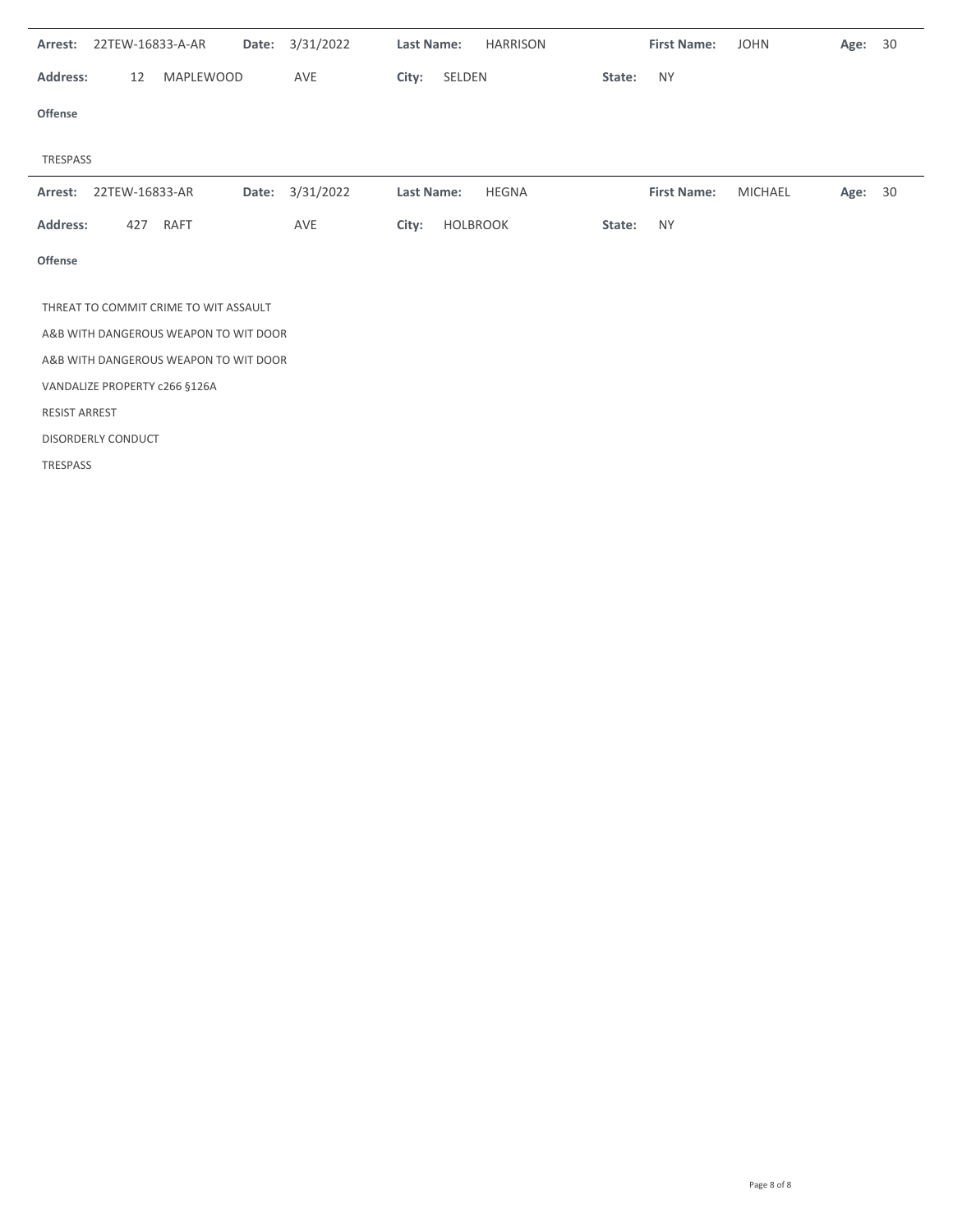**Arrest:** 22TEW-16833-A-AR **Date:** 3/31/2022 **Last Name:** HARRISON **First Name:** JOHN **Age:** 30

**Address:** 12 MAPLEWOOD AVE **City:** SELDEN **State:** NY

**Offense**

TRESPASS

---

**Arrest:** 22TEW-16833-AR **Date:** 3/31/2022 **Last Name:** HEGNA **First Name:** MICHAEL **Age:** 30

**Address:** 427 RAFT AVE **City:** HOLBROOK **State:** NY

**Offense**

THREAT TO COMMIT CRIME TO WIT ASSAULT

A&B WITH DANGEROUS WEAPON TO WIT DOOR

A&B WITH DANGEROUS WEAPON TO WIT DOOR

VANDALIZE PROPERTY c266 §126A

RESIST ARREST

DISORDERLY CONDUCT

TRESPASS